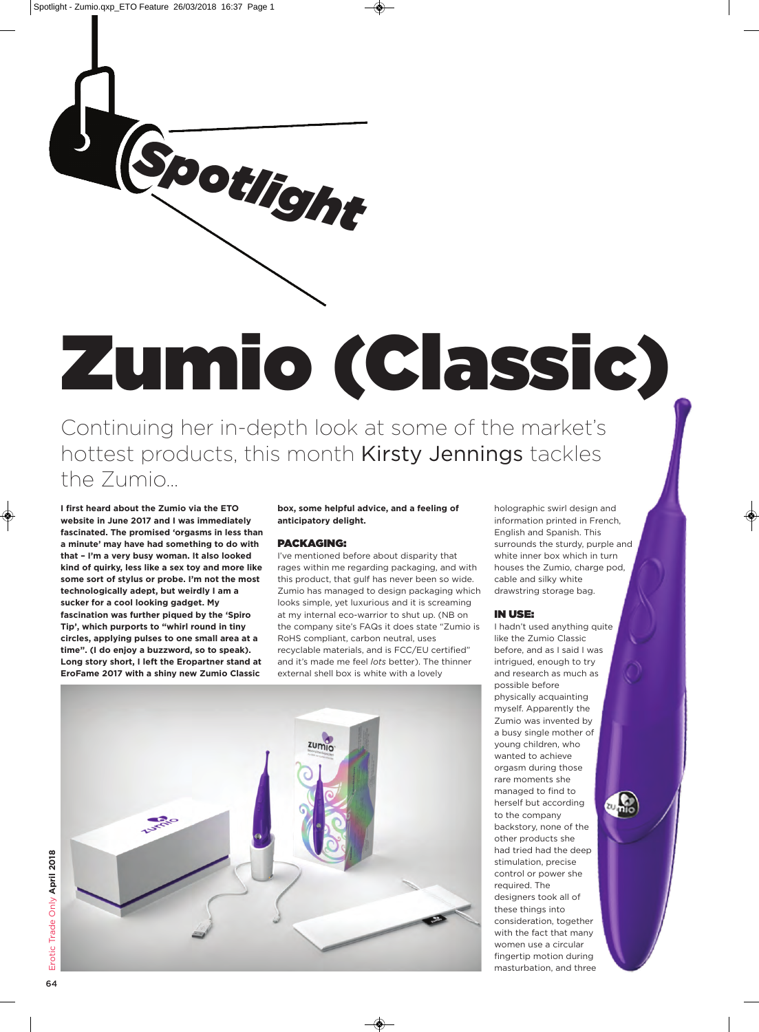# Spotlight

# Zumio (Classic)

## Continuing her in-depth look at some of the market's hottest products, this month Kirsty Jennings tackles the Zumio...

**I first heard about the Zumio via the ETO website in June 2017 and I was immediately fascinated. The promised 'orgasms in less than a minute' may have had something to do with that – I'm a very busy woman. It also looked kind of quirky, less like a sex toy and more like some sort of stylus or probe. I'm not the most technologically adept, but weirdly I am a sucker for a cool looking gadget. My fascination was further piqued by the 'Spiro Tip', which purports to "whirl round in tiny circles, applying pulses to one small area at a time". (I do enjoy a buzzword, so to speak). Long story short, I left the Eropartner stand at EroFame 2017 with a shiny new Zumio Classic box, some helpful advice, and a feeling of anticipatory delight.**

### PACKAGING:

I've mentioned before about disparity that rages within me regarding packaging, and with this product, that gulf has never been so wide. Zumio has managed to design packaging which looks simple, yet luxurious and it is screaming at my internal eco-warrior to shut up. (NB on the company site's FAQs it does state "Zumio is RoHS compliant, carbon neutral, uses recyclable materials, and is FCC/EU certified" and it's made me feel *lots* better). The thinner external shell box is white with a lovely holographic swirl design and information printed in French, English and Spanish. This surrounds the sturdy, purple and white inner box which in turn houses the Zumio, charge pod, cable and silky white drawstring storage bag.

### IN USE:

I hadn't used anything quite like the Zumio Classic before, and as I said I was intrigued, enough to try and research as much as possible before physically acquainting myself. Apparently the Zumio was invented by a busy single mother of young children, who wanted to achieve orgasm during those rare moments she managed to find to herself but according to the company backstory, none of the other products she had tried had the deep stimulation, precise control or power she required. The designers took all of these things into consideration, together with the fact that many women use a circular fingertip motion during masturbation, and three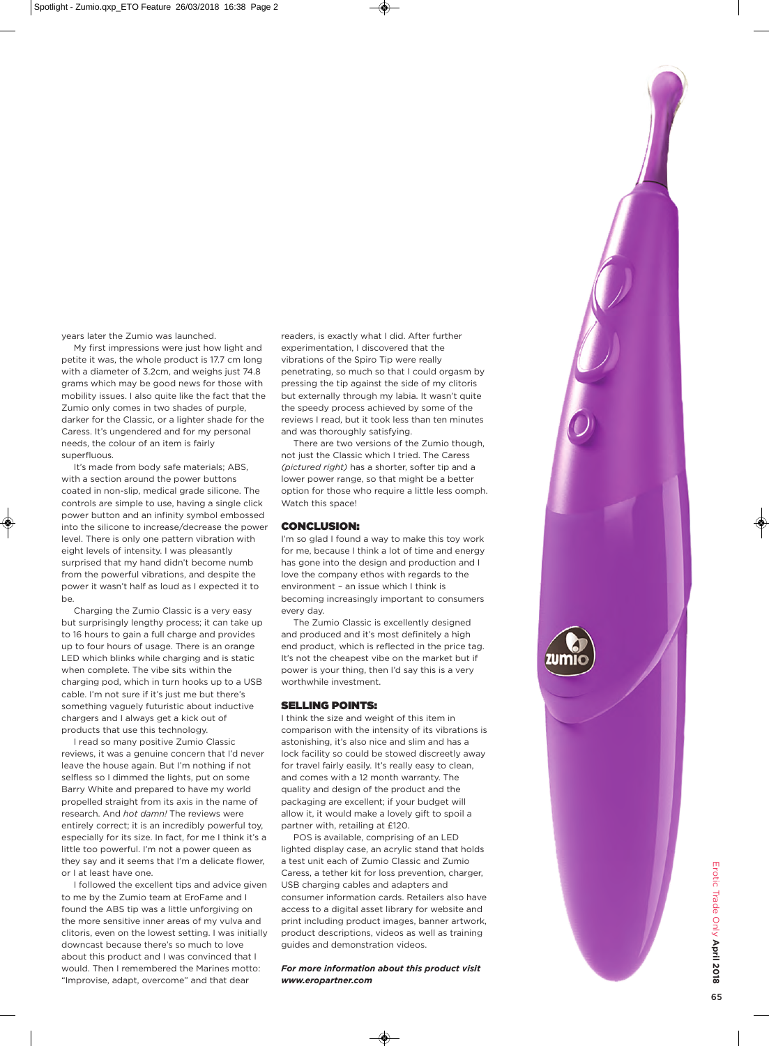years later the Zumio was launched.

My first impressions were just how light and petite it was, the whole product is 17.7 cm long with a diameter of 3.2cm, and weighs just 74.8 grams which may be good news for those with mobility issues. I also quite like the fact that the Zumio only comes in two shades of purple, darker for the Classic, or a lighter shade for the Caress. It's ungendered and for my personal needs, the colour of an item is fairly superfluous.

It's made from body safe materials; ABS, with a section around the power buttons coated in non-slip, medical grade silicone. The controls are simple to use, having a single click power button and an infinity symbol embossed into the silicone to increase/decrease the power level. There is only one pattern vibration with eight levels of intensity. I was pleasantly surprised that my hand didn't become numb from the powerful vibrations, and despite the power it wasn't half as loud as I expected it to be.

Charging the Zumio Classic is a very easy but surprisingly lengthy process; it can take up to 16 hours to gain a full charge and provides up to four hours of usage. There is an orange LED which blinks while charging and is static when complete. The vibe sits within the charging pod, which in turn hooks up to a USB cable. I'm not sure if it's just me but there's something vaguely futuristic about inductive chargers and I always get a kick out of products that use this technology.

I read so many positive Zumio Classic reviews, it was a genuine concern that I'd never leave the house again. But I'm nothing if not selfless so I dimmed the lights, put on some Barry White and prepared to have my world propelled straight from its axis in the name of research. And *hot damn!* The reviews were entirely correct; it is an incredibly powerful toy, especially for its size. In fact, for me I think it's a little too powerful. I'm not a power queen as they say and it seems that I'm a delicate flower, or I at least have one.

I followed the excellent tips and advice given to me by the Zumio team at EroFame and I found the ABS tip was a little unforgiving on the more sensitive inner areas of my vulva and clitoris, even on the lowest setting. I was initially downcast because there's so much to love about this product and I was convinced that I would. Then I remembered the Marines motto: "Improvise, adapt, overcome" and that dear readers, is exactly what I did. After further experimentation, I discovered that the vibrations of the Spiro Tip were really penetrating, so much so that I could orgasm by pressing the tip against the side of my clitoris but externally through my labia. It wasn't quite the speedy process achieved by some of the reviews I read, but it took less than ten minutes and was thoroughly satisfying.

There are two versions of the Zumio though, not just the Classic which I tried. The Caress *(pictured right)* has a shorter, softer tip and a lower power range, so that might be a better option for those who require a little less oomph. Watch this space!

## CONCLUSION:

I'm so glad I found a way to make this toy work for me, because I think a lot of time and energy has gone into the design and production and I love the company ethos with regards to the environment – an issue which I think is becoming increasingly important to consumers every day.

The Zumio Classic is excellently designed and produced and it's most definitely a high end product, which is reflected in the price tag. It's not the cheapest vibe on the market but if power is your thing, then I'd say this is a very worthwhile investment.

## SELLING POINTS:

I think the size and weight of this item in comparison with the intensity of its vibrations is astonishing, it's also nice and slim and has a lock facility so could be stowed discreetly away for travel fairly easily. It's really easy to clean, and comes with a 12 month warranty. The quality and design of the product and the packaging are excellent; if your budget will allow it, it would make a lovely gift to spoil a partner with, retailing at £120.

POS is available, comprising of an LED lighted display case, an acrylic stand that holds a test unit each of Zumio Classic and Zumio Caress, a tether kit for loss prevention, charger, USB charging cables and adapters and consumer information cards. Retailers also have access to a digital asset library for website and print including product images, banner artwork, product descriptions, videos as well as training guides and demonstration videos.

***For more information about this product visit www.eropartner.com***